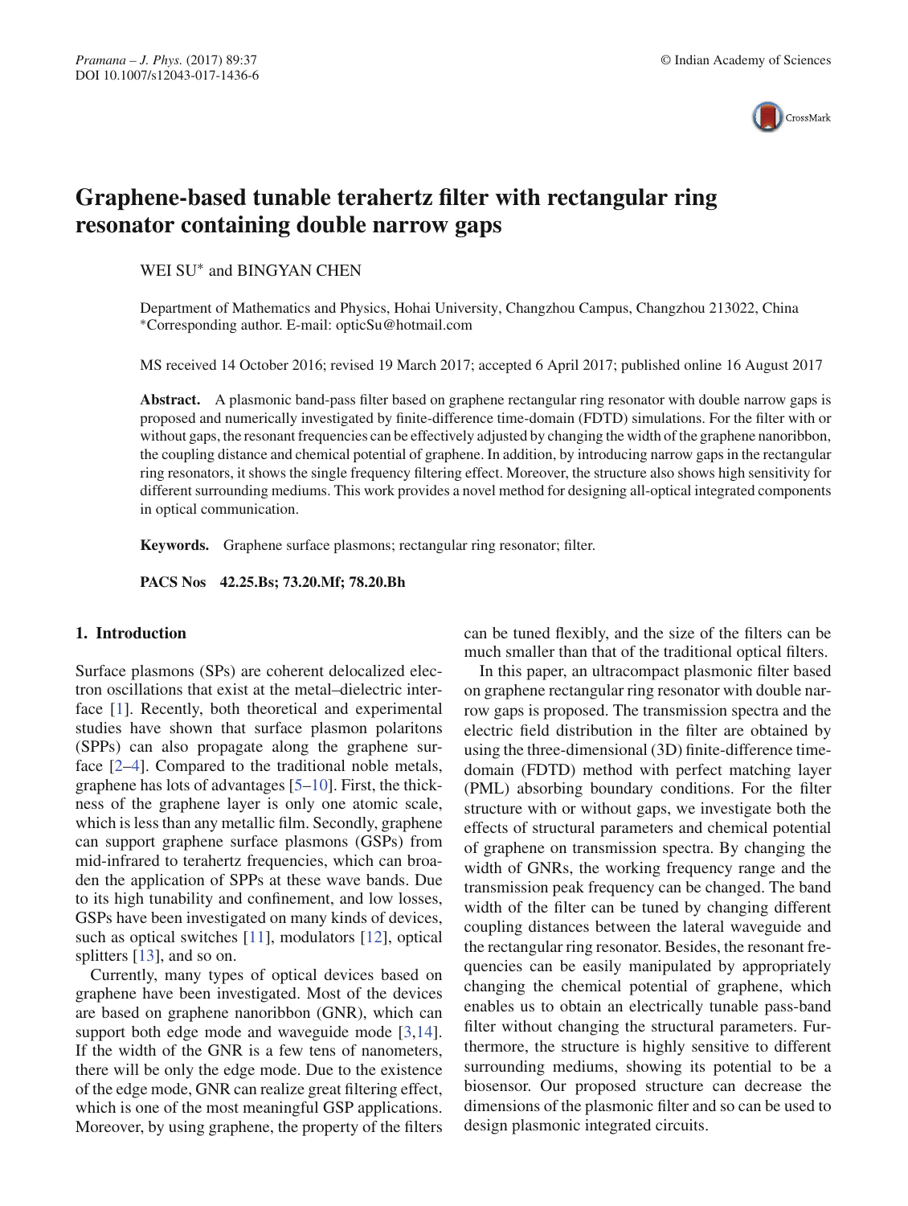# Graphene-based tunable terahertz filter with rectangular ring resonator containing double narrow gaps

WEI SU* and BINGYAN CHEN

Department of Mathematics and Physics, Hohai University, Changzhou Campus, Changzhou 213022, China
*Corresponding author. E-mail: opticSu@hotmail.com

MS received 14 October 2016; revised 19 March 2017; accepted 6 April 2017; published online 16 August 2017

**Abstract.** A plasmonic band-pass filter based on graphene rectangular ring resonator with double narrow gaps is proposed and numerically investigated by finite-difference time-domain (FDTD) simulations. For the filter with or without gaps, the resonant frequencies can be effectively adjusted by changing the width of the graphene nanoribbon, the coupling distance and chemical potential of graphene. In addition, by introducing narrow gaps in the rectangular ring resonators, it shows the single frequency filtering effect. Moreover, the structure also shows high sensitivity for different surrounding mediums. This work provides a novel method for designing all-optical integrated components in optical communication.

**Keywords.** Graphene surface plasmons; rectangular ring resonator; filter.

**PACS Nos** **42.25.Bs; 73.20.Mf; 78.20.Bh**

## 1. Introduction

Surface plasmons (SPs) are coherent delocalized electron oscillations that exist at the metal–dielectric interface [1]. Recently, both theoretical and experimental studies have shown that surface plasmon polaritons (SPPs) can also propagate along the graphene surface [2–4]. Compared to the traditional noble metals, graphene has lots of advantages [5–10]. First, the thickness of the graphene layer is only one atomic scale, which is less than any metallic film. Secondly, graphene can support graphene surface plasmons (GSPs) from mid-infrared to terahertz frequencies, which can broaden the application of SPPs at these wave bands. Due to its high tunability and confinement, and low losses, GSPs have been investigated on many kinds of devices, such as optical switches [11], modulators [12], optical splitters [13], and so on.

Currently, many types of optical devices based on graphene have been investigated. Most of the devices are based on graphene nanoribbon (GNR), which can support both edge mode and waveguide mode [3,14]. If the width of the GNR is a few tens of nanometers, there will be only the edge mode. Due to the existence of the edge mode, GNR can realize great filtering effect, which is one of the most meaningful GSP applications. Moreover, by using graphene, the property of the filters can be tuned flexibly, and the size of the filters can be much smaller than that of the traditional optical filters.

In this paper, an ultracompact plasmonic filter based on graphene rectangular ring resonator with double narrow gaps is proposed. The transmission spectra and the electric field distribution in the filter are obtained by using the three-dimensional (3D) finite-difference time-domain (FDTD) method with perfect matching layer (PML) absorbing boundary conditions. For the filter structure with or without gaps, we investigate both the effects of structural parameters and chemical potential of graphene on transmission spectra. By changing the width of GNRs, the working frequency range and the transmission peak frequency can be changed. The band width of the filter can be tuned by changing different coupling distances between the lateral waveguide and the rectangular ring resonator. Besides, the resonant frequencies can be easily manipulated by appropriately changing the chemical potential of graphene, which enables us to obtain an electrically tunable pass-band filter without changing the structural parameters. Furthermore, the structure is highly sensitive to different surrounding mediums, showing its potential to be a biosensor. Our proposed structure can decrease the dimensions of the plasmonic filter and so can be used to design plasmonic integrated circuits.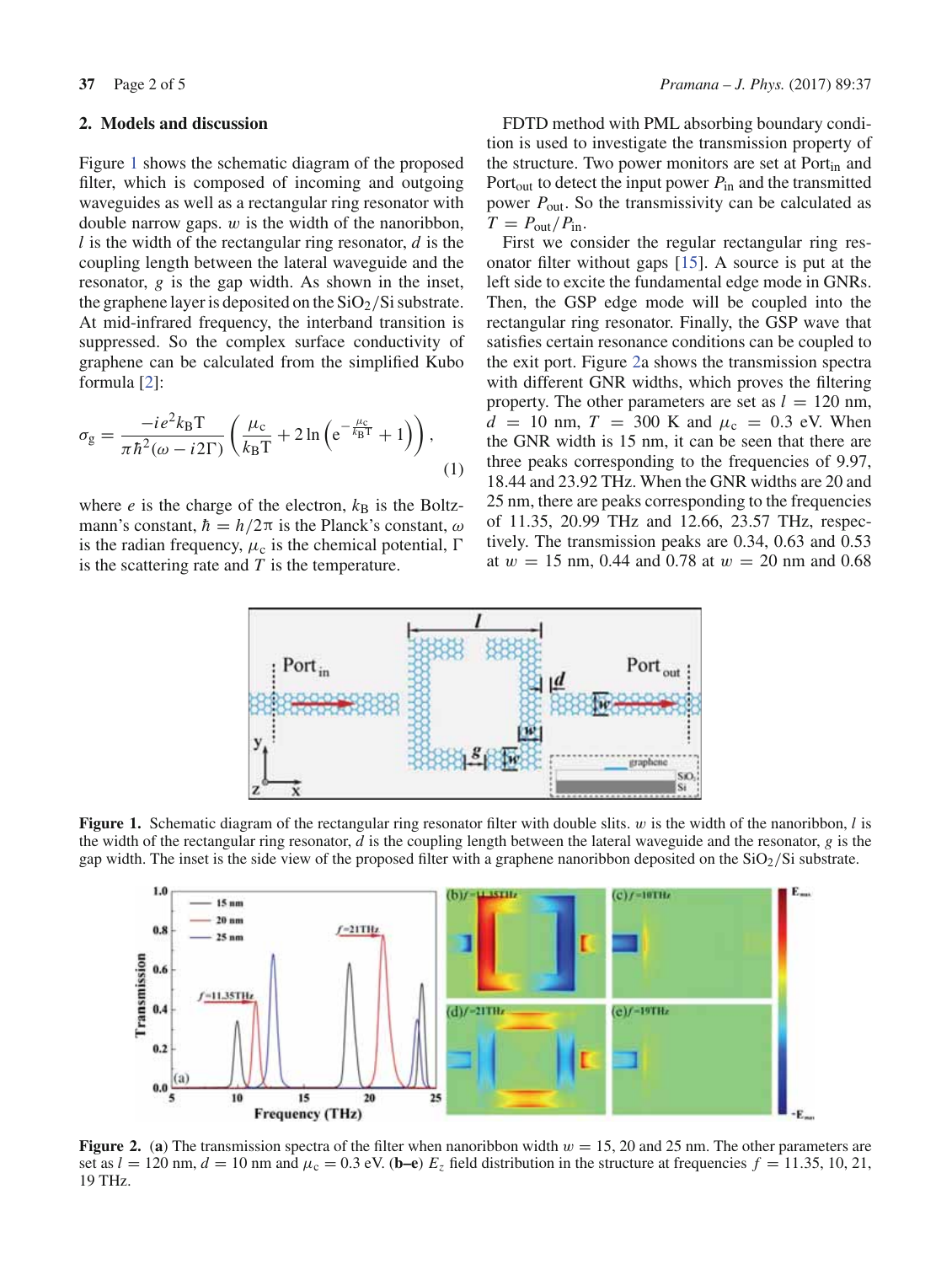## 2. Models and discussion

Figure 1 shows the schematic diagram of the proposed filter, which is composed of incoming and outgoing waveguides as well as a rectangular ring resonator with double narrow gaps. $w$ is the width of the nanoribbon, $l$ is the width of the rectangular ring resonator, $d$ is the coupling length between the lateral waveguide and the resonator, $g$ is the gap width. As shown in the inset, the graphene layer is deposited on the $SiO_2$/Si substrate. At mid-infrared frequency, the interband transition is suppressed. So the complex surface conductivity of graphene can be calculated from the simplified Kubo formula [2]:

$$\sigma_g = \frac{-ie^2 k_B T}{\pi \hbar^2(\omega - i2\Gamma)} \left( \frac{\mu_c}{k_B T} + 2\ln\left(e^{-\frac{\mu_c}{k_B T}} + 1\right)\right), \tag{1}$$

where $e$ is the charge of the electron, $k_B$ is the Boltzmann's constant, $\hbar = h/2\pi$ is the Planck's constant, $\omega$ is the radian frequency, $\mu_c$ is the chemical potential, $\Gamma$ is the scattering rate and $T$ is the temperature.

FDTD method with PML absorbing boundary condition is used to investigate the transmission property of the structure. Two power monitors are set at $Port_{in}$ and $Port_{out}$ to detect the input power $P_{in}$ and the transmitted power $P_{out}$. So the transmissivity can be calculated as $T = P_{out}/P_{in}$.

First we consider the regular rectangular ring resonator filter without gaps [15]. A source is put at the left side to excite the fundamental edge mode in GNRs. Then, the GSP edge mode will be coupled into the rectangular ring resonator. Finally, the GSP wave that satisfies certain resonance conditions can be coupled to the exit port. Figure 2a shows the transmission spectra with different GNR widths, which proves the filtering property. The other parameters are set as $l = 120$ nm, $d = 10$ nm, $T = 300$ K and $\mu_c = 0.3$ eV. When the GNR width is 15 nm, it can be seen that there are three peaks corresponding to the frequencies of 9.97, 18.44 and 23.92 THz. When the GNR widths are 20 and 25 nm, there are peaks corresponding to the frequencies of 11.35, 20.99 THz and 12.66, 23.57 THz, respectively. The transmission peaks are 0.34, 0.63 and 0.53 at $w = 15$ nm, 0.44 and 0.78 at $w = 20$ nm and 0.68

**Figure 1.** Schematic diagram of the rectangular ring resonator filter with double slits. $w$ is the width of the nanoribbon, $l$ is the width of the rectangular ring resonator, $d$ is the coupling length between the lateral waveguide and the resonator, $g$ is the gap width. The inset is the side view of the proposed filter with a graphene nanoribbon deposited on the $SiO_2$/Si substrate.

**Figure 2.** (**a**) The transmission spectra of the filter when nanoribbon width $w = 15$, 20 and 25 nm. The other parameters are set as $l = 120$ nm, $d = 10$ nm and $\mu_c = 0.3$ eV. (**b–e**) $E_z$ field distribution in the structure at frequencies $f = 11.35$, 10, 21, 19 THz.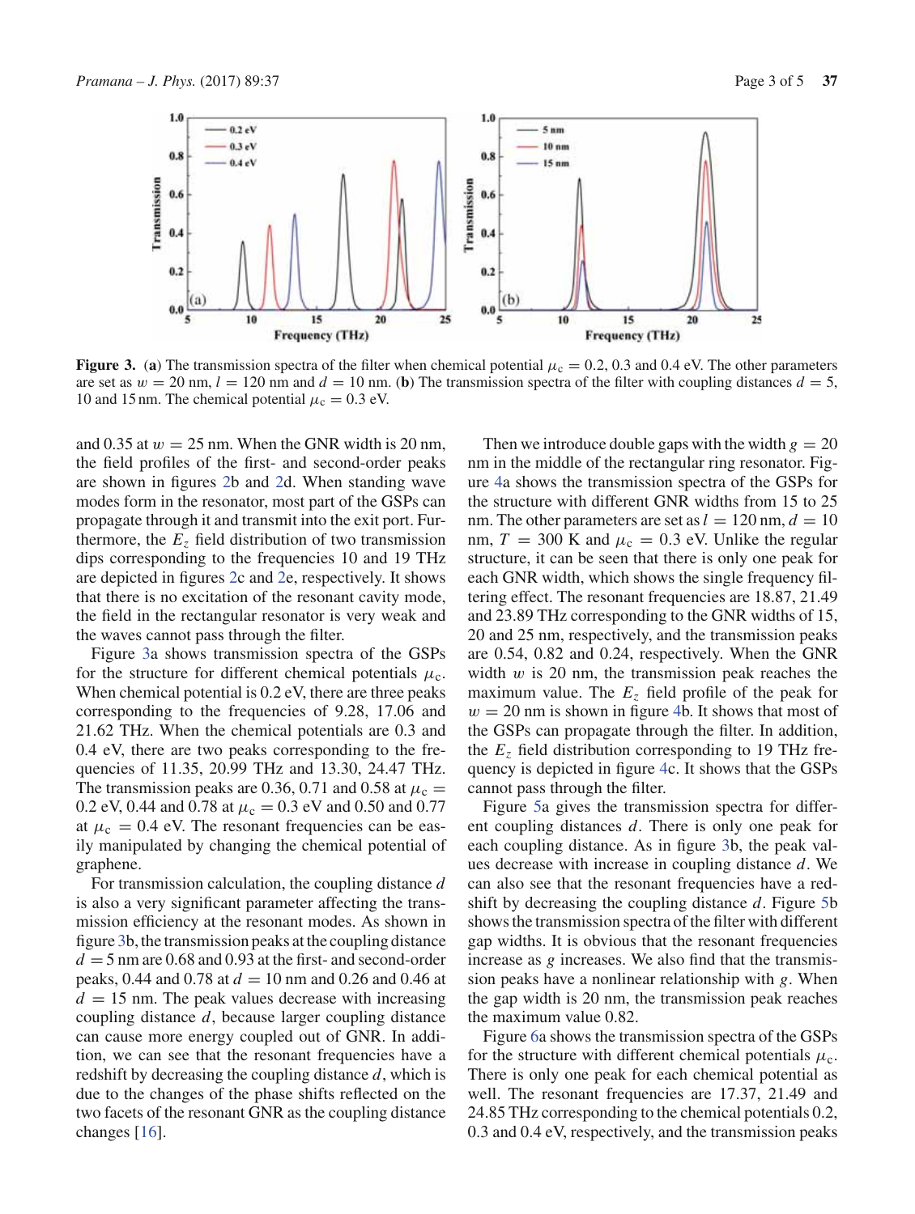**Figure 3.** (**a**) The transmission spectra of the filter when chemical potential $\mu_c = 0.2$, 0.3 and 0.4 eV. The other parameters are set as $w = 20$ nm, $l = 120$ nm and $d = 10$ nm. (**b**) The transmission spectra of the filter with coupling distances $d = 5$, 10 and 15 nm. The chemical potential $\mu_c = 0.3$ eV.

and 0.35 at $w = 25$ nm. When the GNR width is 20 nm, the field profiles of the first- and second-order peaks are shown in figures 2b and 2d. When standing wave modes form in the resonator, most part of the GSPs can propagate through it and transmit into the exit port. Furthermore, the $E_z$ field distribution of two transmission dips corresponding to the frequencies 10 and 19 THz are depicted in figures 2c and 2e, respectively. It shows that there is no excitation of the resonant cavity mode, the field in the rectangular resonator is very weak and the waves cannot pass through the filter.

Figure 3a shows transmission spectra of the GSPs for the structure for different chemical potentials $\mu_c$. When chemical potential is 0.2 eV, there are three peaks corresponding to the frequencies of 9.28, 17.06 and 21.62 THz. When the chemical potentials are 0.3 and 0.4 eV, there are two peaks corresponding to the frequencies of 11.35, 20.99 THz and 13.30, 24.47 THz. The transmission peaks are 0.36, 0.71 and 0.58 at $\mu_c = 0.2$ eV, 0.44 and 0.78 at $\mu_c = 0.3$ eV and 0.50 and 0.77 at $\mu_c = 0.4$ eV. The resonant frequencies can be easily manipulated by changing the chemical potential of graphene.

For transmission calculation, the coupling distance $d$ is also a very significant parameter affecting the transmission efficiency at the resonant modes. As shown in figure 3b, the transmission peaks at the coupling distance $d = 5$ nm are 0.68 and 0.93 at the first- and second-order peaks, 0.44 and 0.78 at $d = 10$ nm and 0.26 and 0.46 at $d = 15$ nm. The peak values decrease with increasing coupling distance $d$, because larger coupling distance can cause more energy coupled out of GNR. In addition, we can see that the resonant frequencies have a redshift by decreasing the coupling distance $d$, which is due to the changes of the phase shifts reflected on the two facets of the resonant GNR as the coupling distance changes [16].

Then we introduce double gaps with the width $g = 20$ nm in the middle of the rectangular ring resonator. Figure 4a shows the transmission spectra of the GSPs for the structure with different GNR widths from 15 to 25 nm. The other parameters are set as $l = 120$ nm, $d = 10$ nm, $T = 300$ K and $\mu_c = 0.3$ eV. Unlike the regular structure, it can be seen that there is only one peak for each GNR width, which shows the single frequency filtering effect. The resonant frequencies are 18.87, 21.49 and 23.89 THz corresponding to the GNR widths of 15, 20 and 25 nm, respectively, and the transmission peaks are 0.54, 0.82 and 0.24, respectively. When the GNR width $w$ is 20 nm, the transmission peak reaches the maximum value. The $E_z$ field profile of the peak for $w = 20$ nm is shown in figure 4b. It shows that most of the GSPs can propagate through the filter. In addition, the $E_z$ field distribution corresponding to 19 THz frequency is depicted in figure 4c. It shows that the GSPs cannot pass through the filter.

Figure 5a gives the transmission spectra for different coupling distances $d$. There is only one peak for each coupling distance. As in figure 3b, the peak values decrease with increase in coupling distance $d$. We can also see that the resonant frequencies have a redshift by decreasing the coupling distance $d$. Figure 5b shows the transmission spectra of the filter with different gap widths. It is obvious that the resonant frequencies increase as $g$ increases. We also find that the transmission peaks have a nonlinear relationship with $g$. When the gap width is 20 nm, the transmission peak reaches the maximum value 0.82.

Figure 6a shows the transmission spectra of the GSPs for the structure with different chemical potentials $\mu_c$. There is only one peak for each chemical potential as well. The resonant frequencies are 17.37, 21.49 and 24.85 THz corresponding to the chemical potentials 0.2, 0.3 and 0.4 eV, respectively, and the transmission peaks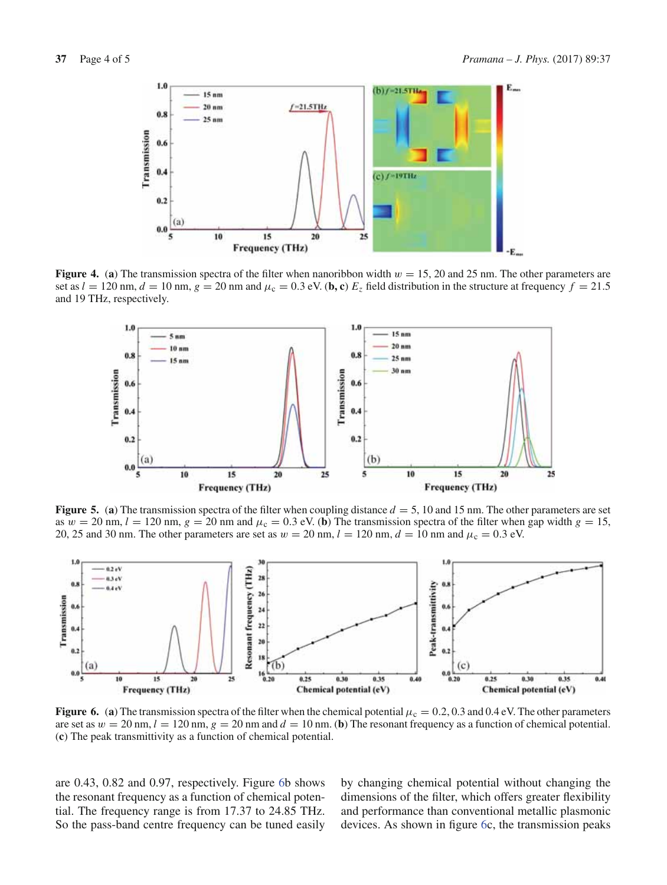**Figure 4.** (**a**) The transmission spectra of the filter when nanoribbon width $w = 15$, 20 and 25 nm. The other parameters are set as $l = 120$ nm, $d = 10$ nm, $g = 20$ nm and $\mu_c = 0.3$ eV. (**b, c**) $E_z$ field distribution in the structure at frequency $f = 21.5$ and 19 THz, respectively.

**Figure 5.** (**a**) The transmission spectra of the filter when coupling distance $d = 5$, 10 and 15 nm. The other parameters are set as $w = 20$ nm, $l = 120$ nm, $g = 20$ nm and $\mu_c = 0.3$ eV. (**b**) The transmission spectra of the filter when gap width $g = 15$, 20, 25 and 30 nm. The other parameters are set as $w = 20$ nm, $l = 120$ nm, $d = 10$ nm and $\mu_c = 0.3$ eV.

**Figure 6.** (**a**) The transmission spectra of the filter when the chemical potential $\mu_c = 0.2$, 0.3 and 0.4 eV. The other parameters are set as $w = 20$ nm, $l = 120$ nm, $g = 20$ nm and $d = 10$ nm. (**b**) The resonant frequency as a function of chemical potential. (**c**) The peak transmittivity as a function of chemical potential.

are 0.43, 0.82 and 0.97, respectively. Figure 6b shows the resonant frequency as a function of chemical potential. The frequency range is from 17.37 to 24.85 THz. So the pass-band centre frequency can be tuned easily by changing chemical potential without changing the dimensions of the filter, which offers greater flexibility and performance than conventional metallic plasmonic devices. As shown in figure 6c, the transmission peaks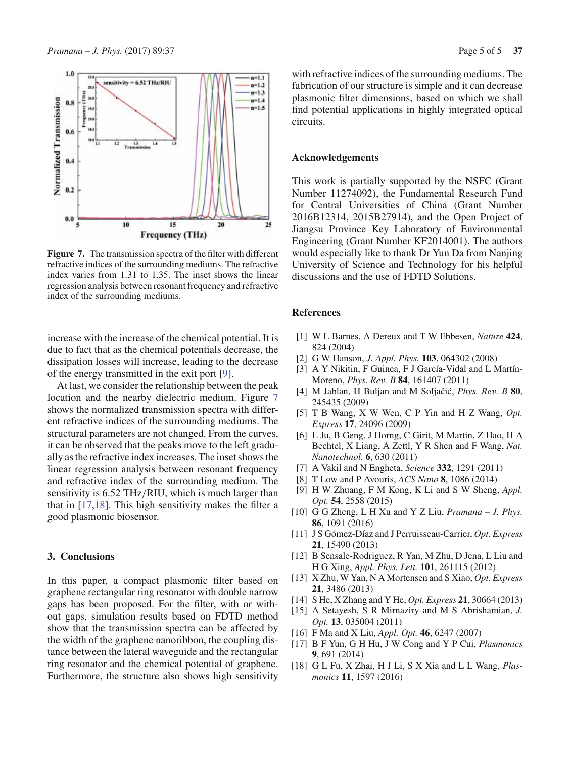1.0

0.8

0.6

0.4

0.2

0.0

5

10

15

20

25

Normalized Transmission

Frequency (THz)

sensitivity = 6.52 THz/RIU

n=1.1

n=1.2

n=1.3

n=1.4

n=1.5

Frequency (THz)

Transmission

**Figure 7.** The transmission spectra of the filter with different refractive indices of the surrounding mediums. The refractive index varies from 1.31 to 1.35. The inset shows the linear regression analysis between resonant frequency and refractive index of the surrounding mediums.

increase with the increase of the chemical potential. It is due to fact that as the chemical potentials decrease, the dissipation losses will increase, leading to the decrease of the energy transmitted in the exit port [9].

At last, we consider the relationship between the peak location and the nearby dielectric medium. Figure 7 shows the normalized transmission spectra with different refractive indices of the surrounding mediums. The structural parameters are not changed. From the curves, it can be observed that the peaks move to the left gradually as the refractive index increases. The inset shows the linear regression analysis between resonant frequency and refractive index of the surrounding medium. The sensitivity is 6.52 THz/RIU, which is much larger than that in [17,18]. This high sensitivity makes the filter a good plasmonic biosensor.

## 3. Conclusions

In this paper, a compact plasmonic filter based on graphene rectangular ring resonator with double narrow gaps has been proposed. For the filter, with or without gaps, simulation results based on FDTD method show that the transmission spectra can be affected by the width of the graphene nanoribbon, the coupling distance between the lateral waveguide and the rectangular ring resonator and the chemical potential of graphene. Furthermore, the structure also shows high sensitivity with refractive indices of the surrounding mediums. The fabrication of our structure is simple and it can decrease plasmonic filter dimensions, based on which we shall find potential applications in highly integrated optical circuits.

## Acknowledgements

This work is partially supported by the NSFC (Grant Number 11274092), the Fundamental Research Fund for Central Universities of China (Grant Number 2016B12314, 2015B27914), and the Open Project of Jiangsu Province Key Laboratory of Environmental Engineering (Grant Number KF2014001). The authors would especially like to thank Dr Yun Da from Nanjing University of Science and Technology for his helpful discussions and the use of FDTD Solutions.

## References

[1] W L Barnes, A Dereux and T W Ebbesen, *Nature* **424**, 824 (2004)
[2] G W Hanson, *J. Appl. Phys.* **103**, 064302 (2008)
[3] A Y Nikitin, F Guinea, F J García-Vidal and L Martín-Moreno, *Phys. Rev. B* **84**, 161407 (2011)
[4] M Jablan, H Buljan and M Soljačić, *Phys. Rev. B* **80**, 245435 (2009)
[5] T B Wang, X W Wen, C P Yin and H Z Wang, *Opt. Express* **17**, 24096 (2009)
[6] L Ju, B Geng, J Horng, C Girit, M Martin, Z Hao, H A Bechtel, X Liang, A Zettl, Y R Shen and F Wang, *Nat. Nanotechnol.* **6**, 630 (2011)
[7] A Vakil and N Engheta, *Science* **332**, 1291 (2011)
[8] T Low and P Avouris, *ACS Nano* **8**, 1086 (2014)
[9] H W Zhuang, F M Kong, K Li and S W Sheng, *Appl. Opt.* **54**, 2558 (2015)
[10] G G Zheng, L H Xu and Y Z Liu, *Pramana – J. Phys.* **86**, 1091 (2016)
[11] J S Gómez-Díaz and J Perruisseau-Carrier, *Opt. Express* **21**, 15490 (2013)
[12] B Sensale-Rodriguez, R Yan, M Zhu, D Jena, L Liu and H G Xing, *Appl. Phys. Lett.* **101**, 261115 (2012)
[13] X Zhu, W Yan, N A Mortensen and S Xiao, *Opt. Express* **21**, 3486 (2013)
[14] S He, X Zhang and Y He, *Opt. Express* **21**, 30664 (2013)
[15] A Setayesh, S R Mirnaziry and M S Abrishamian, *J. Opt.* **13**, 035004 (2011)
[16] F Ma and X Liu, *Appl. Opt.* **46**, 6247 (2007)
[17] B F Yun, G H Hu, J W Cong and Y P Cui, *Plasmonics* **9**, 691 (2014)
[18] G L Fu, X Zhai, H J Li, S X Xia and L L Wang, *Plasmonics* **11**, 1597 (2016)